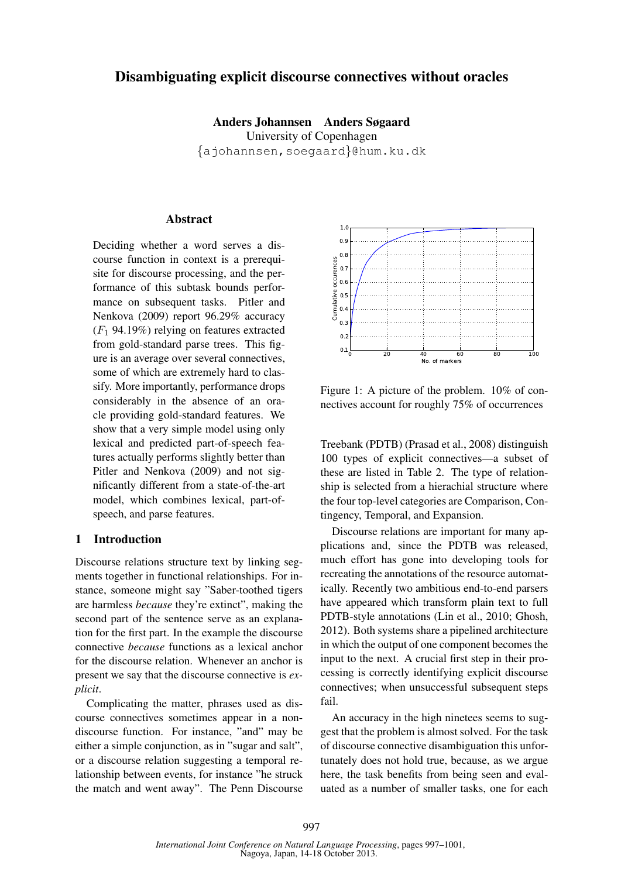# Disambiguating explicit discourse connectives without oracles

**Anders Johannsen Anders Søgaard**
University of Copenhagen
{ajohannsen,soegaard}@hum.ku.dk

## Abstract

Deciding whether a word serves a discourse function in context is a prerequisite for discourse processing, and the performance of this subtask bounds performance on subsequent tasks. Pitler and Nenkova (2009) report 96.29% accuracy ($F_1$ 94.19%) relying on features extracted from gold-standard parse trees. This figure is an average over several connectives, some of which are extremely hard to classify. More importantly, performance drops considerably in the absence of an oracle providing gold-standard features. We show that a very simple model using only lexical and predicted part-of-speech features actually performs slightly better than Pitler and Nenkova (2009) and not significantly different from a state-of-the-art model, which combines lexical, part-of-speech, and parse features.

## 1 Introduction

Discourse relations structure text by linking segments together in functional relationships. For instance, someone might say "Saber-toothed tigers are harmless *because* they're extinct", making the second part of the sentence serve as an explanation for the first part. In the example the discourse connective *because* functions as a lexical anchor for the discourse relation. Whenever an anchor is present we say that the discourse connective is *explicit*.

Complicating the matter, phrases used as discourse connectives sometimes appear in a non-discourse function. For instance, "and" may be either a simple conjunction, as in "sugar and salt", or a discourse relation suggesting a temporal relationship between events, for instance "he struck the match and went away". The Penn Discourse Treebank (PDTB) (Prasad et al., 2008) distinguish 100 types of explicit connectives—a subset of these are listed in Table 2. The type of relationship is selected from a hierachial structure where the four top-level categories are Comparison, Contingency, Temporal, and Expansion.

Figure 1: A picture of the problem. 10% of connectives account for roughly 75% of occurrences

Discourse relations are important for many applications and, since the PDTB was released, much effort has gone into developing tools for recreating the annotations of the resource automatically. Recently two ambitious end-to-end parsers have appeared which transform plain text to full PDTB-style annotations (Lin et al., 2010; Ghosh, 2012). Both systems share a pipelined architecture in which the output of one component becomes the input to the next. A crucial first step in their processing is correctly identifying explicit discourse connectives; when unsuccessful subsequent steps fail.

An accuracy in the high ninetees seems to suggest that the problem is almost solved. For the task of discourse connective disambiguation this unfortunately does not hold true, because, as we argue here, the task benefits from being seen and evaluated as a number of smaller tasks, one for each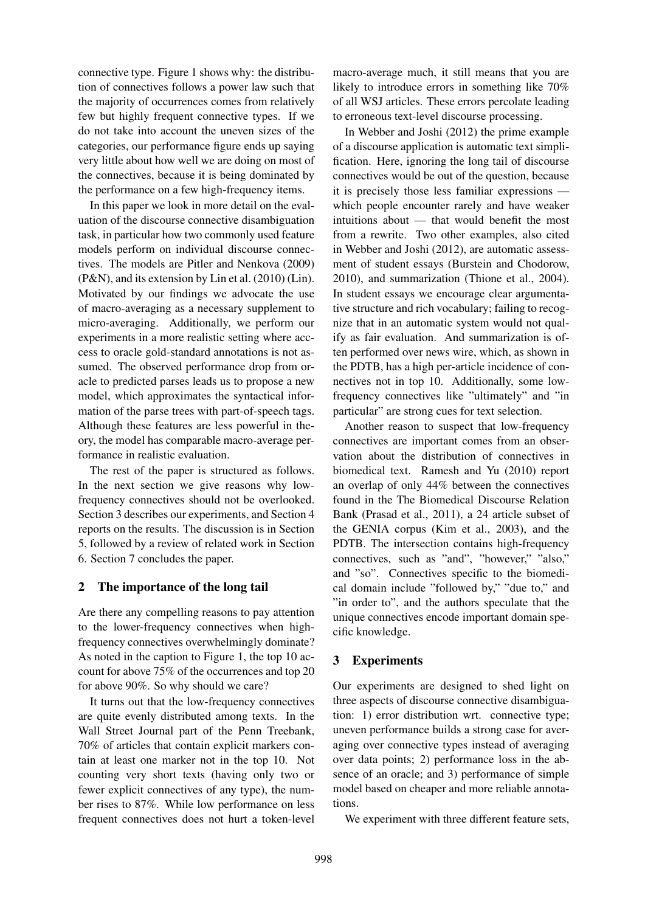connective type. Figure 1 shows why: the distribution of connectives follows a power law such that the majority of occurrences comes from relatively few but highly frequent connective types. If we do not take into account the uneven sizes of the categories, our performance figure ends up saying very little about how well we are doing on most of the connectives, because it is being dominated by the performance on a few high-frequency items.

In this paper we look in more detail on the evaluation of the discourse connective disambiguation task, in particular how two commonly used feature models perform on individual discourse connectives. The models are Pitler and Nenkova (2009) (P&N), and its extension by Lin et al. (2010) (Lin). Motivated by our findings we advocate the use of macro-averaging as a necessary supplement to micro-averaging. Additionally, we perform our experiments in a more realistic setting where access to oracle gold-standard annotations is not assumed. The observed performance drop from oracle to predicted parses leads us to propose a new model, which approximates the syntactical information of the parse trees with part-of-speech tags. Although these features are less powerful in theory, the model has comparable macro-average performance in realistic evaluation.

The rest of the paper is structured as follows. In the next section we give reasons why low-frequency connectives should not be overlooked. Section 3 describes our experiments, and Section 4 reports on the results. The discussion is in Section 5, followed by a review of related work in Section 6. Section 7 concludes the paper.

## 2 The importance of the long tail

Are there any compelling reasons to pay attention to the lower-frequency connectives when high-frequency connectives overwhelmingly dominate? As noted in the caption to Figure 1, the top 10 account for above 75% of the occurrences and top 20 for above 90%. So why should we care?

It turns out that the low-frequency connectives are quite evenly distributed among texts. In the Wall Street Journal part of the Penn Treebank, 70% of articles that contain explicit markers contain at least one marker not in the top 10. Not counting very short texts (having only two or fewer explicit connectives of any type), the number rises to 87%. While low performance on less frequent connectives does not hurt a token-level macro-average much, it still means that you are likely to introduce errors in something like 70% of all WSJ articles. These errors percolate leading to erroneous text-level discourse processing.

In Webber and Joshi (2012) the prime example of a discourse application is automatic text simplification. Here, ignoring the long tail of discourse connectives would be out of the question, because it is precisely those less familiar expressions — which people encounter rarely and have weaker intuitions about — that would benefit the most from a rewrite. Two other examples, also cited in Webber and Joshi (2012), are automatic assessment of student essays (Burstein and Chodorow, 2010), and summarization (Thione et al., 2004). In student essays we encourage clear argumentative structure and rich vocabulary; failing to recognize that in an automatic system would not qualify as fair evaluation. And summarization is often performed over news wire, which, as shown in the PDTB, has a high per-article incidence of connectives not in top 10. Additionally, some low-frequency connectives like "ultimately" and "in particular" are strong cues for text selection.

Another reason to suspect that low-frequency connectives are important comes from an observation about the distribution of connectives in biomedical text. Ramesh and Yu (2010) report an overlap of only 44% between the connectives found in the The Biomedical Discourse Relation Bank (Prasad et al., 2011), a 24 article subset of the GENIA corpus (Kim et al., 2003), and the PDTB. The intersection contains high-frequency connectives, such as "and", "however," "also," and "so". Connectives specific to the biomedical domain include "followed by," "due to," and "in order to", and the authors speculate that the unique connectives encode important domain specific knowledge.

## 3 Experiments

Our experiments are designed to shed light on three aspects of discourse connective disambiguation: 1) error distribution wrt. connective type; uneven performance builds a strong case for averaging over connective types instead of averaging over data points; 2) performance loss in the absence of an oracle; and 3) performance of simple model based on cheaper and more reliable annotations.

We experiment with three different feature sets,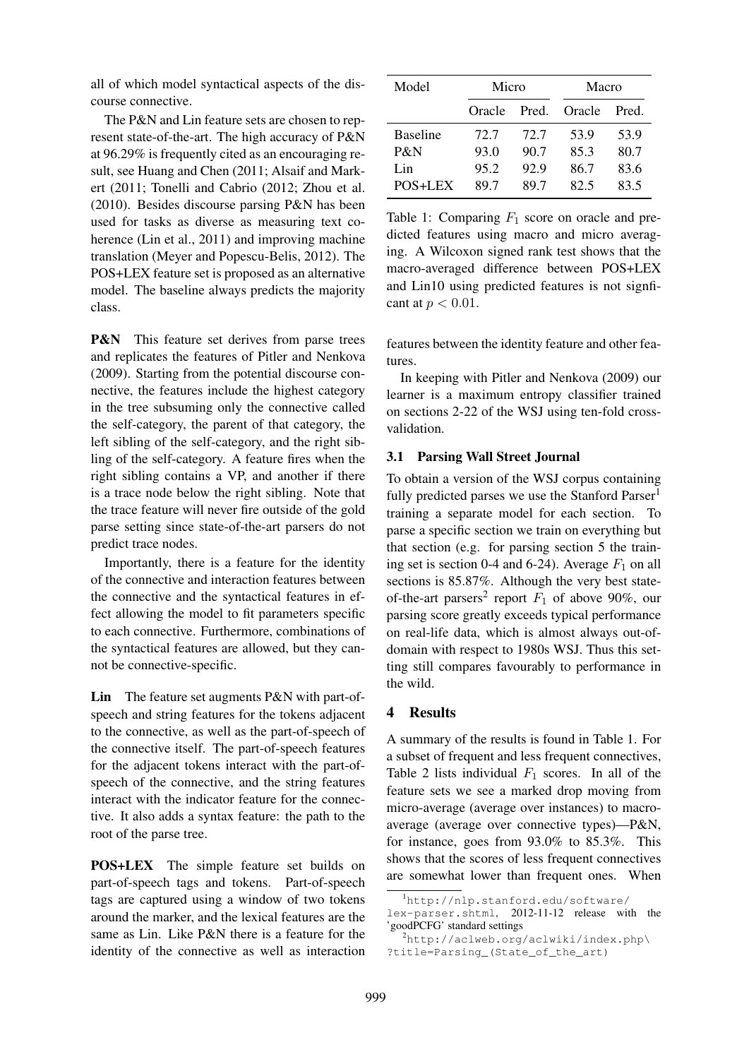all of which model syntactical aspects of the discourse connective.

The P&N and Lin feature sets are chosen to represent state-of-the-art. The high accuracy of P&N at 96.29% is frequently cited as an encouraging result, see Huang and Chen (2011; Alsaif and Markert (2011; Tonelli and Cabrio (2012; Zhou et al. (2010). Besides discourse parsing P&N has been used for tasks as diverse as measuring text coherence (Lin et al., 2011) and improving machine translation (Meyer and Popescu-Belis, 2012). The POS+LEX feature set is proposed as an alternative model. The baseline always predicts the majority class.

**P&N** This feature set derives from parse trees and replicates the features of Pitler and Nenkova (2009). Starting from the potential discourse connective, the features include the highest category in the tree subsuming only the connective called the self-category, the parent of that category, the left sibling of the self-category, and the right sibling of the self-category. A feature fires when the right sibling contains a VP, and another if there is a trace node below the right sibling. Note that the trace feature will never fire outside of the gold parse setting since state-of-the-art parsers do not predict trace nodes.

Importantly, there is a feature for the identity of the connective and interaction features between the connective and the syntactical features in effect allowing the model to fit parameters specific to each connective. Furthermore, combinations of the syntactical features are allowed, but they cannot be connective-specific.

**Lin** The feature set augments P&N with part-of-speech and string features for the tokens adjacent to the connective, as well as the part-of-speech of the connective itself. The part-of-speech features for the adjacent tokens interact with the part-of-speech of the connective, and the string features interact with the indicator feature for the connective. It also adds a syntax feature: the path to the root of the parse tree.

**POS+LEX** The simple feature set builds on part-of-speech tags and tokens. Part-of-speech tags are captured using a window of two tokens around the marker, and the lexical features are the same as Lin. Like P&N there is a feature for the identity of the connective as well as interaction features between the identity feature and other features.

| Model | Micro | | Macro | |
|---|---|---|---|---|
| | Oracle | Pred. | Oracle | Pred. |
| Baseline | 72.7 | 72.7 | 53.9 | 53.9 |
| P&N | 93.0 | 90.7 | 85.3 | 80.7 |
| Lin | 95.2 | 92.9 | 86.7 | 83.6 |
| POS+LEX | 89.7 | 89.7 | 82.5 | 83.5 |

Table 1: Comparing $F_1$ score on oracle and predicted features using macro and micro averaging. A Wilcoxon signed rank test shows that the macro-averaged difference between POS+LEX and Lin10 using predicted features is not signficant at $p < 0.01$.

In keeping with Pitler and Nenkova (2009) our learner is a maximum entropy classifier trained on sections 2-22 of the WSJ using ten-fold cross-validation.

### 3.1 Parsing Wall Street Journal

To obtain a version of the WSJ corpus containing fully predicted parses we use the Stanford Parser[1] training a separate model for each section. To parse a specific section we train on everything but that section (e.g. for parsing section 5 the training set is section 0-4 and 6-24). Average $F_1$ on all sections is 85.87%. Although the very best state-of-the-art parsers[2] report $F_1$ of above 90%, our parsing score greatly exceeds typical performance on real-life data, which is almost always out-of-domain with respect to 1980s WSJ. Thus this setting still compares favourably to performance in the wild.

## 4 Results

A summary of the results is found in Table 1. For a subset of frequent and less frequent connectives, Table 2 lists individual $F_1$ scores. In all of the feature sets we see a marked drop moving from micro-average (average over instances) to macro-average (average over connective types)—P&N, for instance, goes from 93.0% to 85.3%. This shows that the scores of less frequent connectives are somewhat lower than frequent ones. When

[1] http://nlp.stanford.edu/software/lex-parser.shtml, 2012-11-12 release with the 'goodPCFG' standard settings

[2] http://aclweb.org/aclwiki/index.php\?title=Parsing_(State_of_the_art)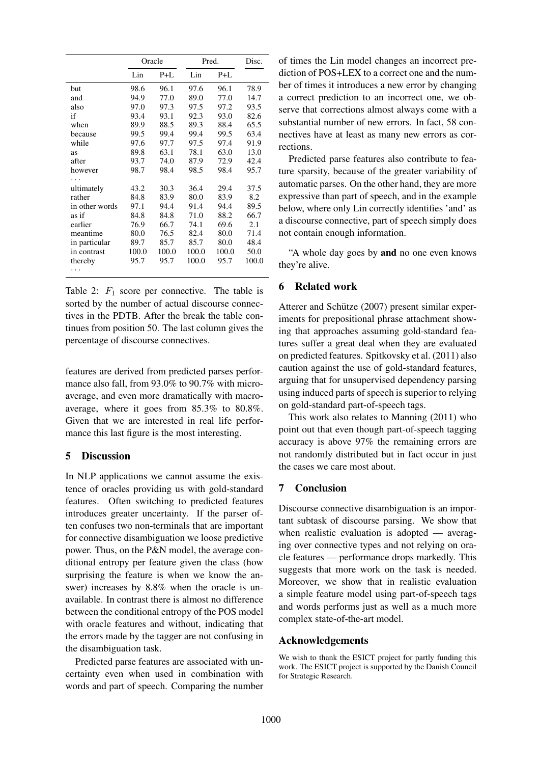| | Oracle | | Pred. | | Disc. |
|---|---|---|---|---|---|
| | Lin | P+L | Lin | P+L | |
| but | 98.6 | 96.1 | 97.6 | 96.1 | 78.9 |
| and | 94.9 | 77.0 | 89.0 | 77.0 | 14.7 |
| also | 97.0 | 97.3 | 97.5 | 97.2 | 93.5 |
| if | 93.4 | 93.1 | 92.3 | 93.0 | 82.6 |
| when | 89.9 | 88.5 | 89.3 | 88.4 | 65.5 |
| because | 99.5 | 99.4 | 99.4 | 99.5 | 63.4 |
| while | 97.6 | 97.7 | 97.5 | 97.4 | 91.9 |
| as | 89.8 | 63.1 | 78.1 | 63.0 | 13.0 |
| after | 93.7 | 74.0 | 87.9 | 72.9 | 42.4 |
| however | 98.7 | 98.4 | 98.5 | 98.4 | 95.7 |
| ... | | | | | |
| ultimately | 43.2 | 30.3 | 36.4 | 29.4 | 37.5 |
| rather | 84.8 | 83.9 | 80.0 | 83.9 | 8.2 |
| in other words | 97.1 | 94.4 | 91.4 | 94.4 | 89.5 |
| as if | 84.8 | 84.8 | 71.0 | 88.2 | 66.7 |
| earlier | 76.9 | 66.7 | 74.1 | 69.6 | 2.1 |
| meantime | 80.0 | 76.5 | 82.4 | 80.0 | 71.4 |
| in particular | 89.7 | 85.7 | 85.7 | 80.0 | 48.4 |
| in contrast | 100.0 | 100.0 | 100.0 | 100.0 | 50.0 |
| thereby | 95.7 | 95.7 | 100.0 | 95.7 | 100.0 |
| ... | | | | | |

Table 2: $F_1$ score per connective. The table is sorted by the number of actual discourse connectives in the PDTB. After the break the table continues from position 50. The last column gives the percentage of discourse connectives.

features are derived from predicted parses performance also fall, from 93.0% to 90.7% with micro-average, and even more dramatically with macro-average, where it goes from 85.3% to 80.8%. Given that we are interested in real life performance this last figure is the most interesting.

## 5 Discussion

In NLP applications we cannot assume the existence of oracles providing us with gold-standard features. Often switching to predicted features introduces greater uncertainty. If the parser often confuses two non-terminals that are important for connective disambiguation we loose predictive power. Thus, on the P&N model, the average conditional entropy per feature given the class (how surprising the feature is when we know the answer) increases by 8.8% when the oracle is unavailable. In contrast there is almost no difference between the conditional entropy of the POS model with oracle features and without, indicating that the errors made by the tagger are not confusing in the disambiguation task.

Predicted parse features are associated with uncertainty even when used in combination with words and part of speech. Comparing the number of times the Lin model changes an incorrect prediction of POS+LEX to a correct one and the number of times it introduces a new error by changing a correct prediction to an incorrect one, we observe that corrections almost always come with a substantial number of new errors. In fact, 58 connectives have at least as many new errors as corrections.

Predicted parse features also contribute to feature sparsity, because of the greater variability of automatic parses. On the other hand, they are more expressive than part of speech, and in the example below, where only Lin correctly identifies 'and' as a discourse connective, part of speech simply does not contain enough information.

"A whole day goes by **and** no one even knows they're alive.

## 6 Related work

Atterer and Schütze (2007) present similar experiments for prepositional phrase attachment showing that approaches assuming gold-standard features suffer a great deal when they are evaluated on predicted features. Spitkovsky et al. (2011) also caution against the use of gold-standard features, arguing that for unsupervised dependency parsing using induced parts of speech is superior to relying on gold-standard part-of-speech tags.

This work also relates to Manning (2011) who point out that even though part-of-speech tagging accuracy is above 97% the remaining errors are not randomly distributed but in fact occur in just the cases we care most about.

## 7 Conclusion

Discourse connective disambiguation is an important subtask of discourse parsing. We show that when realistic evaluation is adopted — averaging over connective types and not relying on oracle features — performance drops markedly. This suggests that more work on the task is needed. Moreover, we show that in realistic evaluation a simple feature model using part-of-speech tags and words performs just as well as a much more complex state-of-the-art model.

## Acknowledgements

We wish to thank the ESICT project for partly funding this work. The ESICT project is supported by the Danish Council for Strategic Research.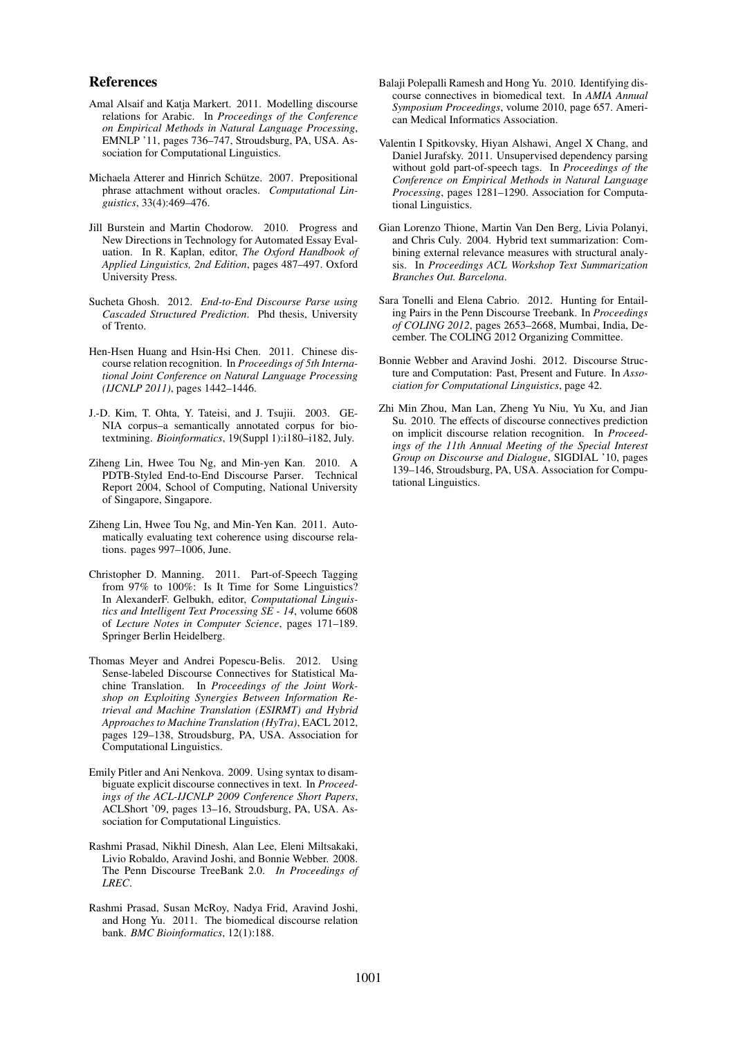## References

Amal Alsaif and Katja Markert. 2011. Modelling discourse relations for Arabic. In *Proceedings of the Conference on Empirical Methods in Natural Language Processing*, EMNLP '11, pages 736–747, Stroudsburg, PA, USA. Association for Computational Linguistics.

Michaela Atterer and Hinrich Schütze. 2007. Prepositional phrase attachment without oracles. *Computational Linguistics*, 33(4):469–476.

Jill Burstein and Martin Chodorow. 2010. Progress and New Directions in Technology for Automated Essay Evaluation. In R. Kaplan, editor, *The Oxford Handbook of Applied Linguistics, 2nd Edition*, pages 487–497. Oxford University Press.

Sucheta Ghosh. 2012. *End-to-End Discourse Parse using Cascaded Structured Prediction*. Phd thesis, University of Trento.

Hen-Hsen Huang and Hsin-Hsi Chen. 2011. Chinese discourse relation recognition. In *Proceedings of 5th International Joint Conference on Natural Language Processing (IJCNLP 2011)*, pages 1442–1446.

J.-D. Kim, T. Ohta, Y. Tateisi, and J. Tsujii. 2003. GENIA corpus–a semantically annotated corpus for biotextmining. *Bioinformatics*, 19(Suppl 1):i180–i182, July.

Ziheng Lin, Hwee Tou Ng, and Min-yen Kan. 2010. A PDTB-Styled End-to-End Discourse Parser. Technical Report 2004, School of Computing, National University of Singapore, Singapore.

Ziheng Lin, Hwee Tou Ng, and Min-Yen Kan. 2011. Automatically evaluating text coherence using discourse relations. pages 997–1006, June.

Christopher D. Manning. 2011. Part-of-Speech Tagging from 97% to 100%: Is It Time for Some Linguistics? In AlexanderF. Gelbukh, editor, *Computational Linguistics and Intelligent Text Processing SE - 14*, volume 6608 of *Lecture Notes in Computer Science*, pages 171–189. Springer Berlin Heidelberg.

Thomas Meyer and Andrei Popescu-Belis. 2012. Using Sense-labeled Discourse Connectives for Statistical Machine Translation. In *Proceedings of the Joint Workshop on Exploiting Synergies Between Information Retrieval and Machine Translation (ESIRMT) and Hybrid Approaches to Machine Translation (HyTra)*, EACL 2012, pages 129–138, Stroudsburg, PA, USA. Association for Computational Linguistics.

Emily Pitler and Ani Nenkova. 2009. Using syntax to disambiguate explicit discourse connectives in text. In *Proceedings of the ACL-IJCNLP 2009 Conference Short Papers*, ACLShort '09, pages 13–16, Stroudsburg, PA, USA. Association for Computational Linguistics.

Rashmi Prasad, Nikhil Dinesh, Alan Lee, Eleni Miltsakaki, Livio Robaldo, Aravind Joshi, and Bonnie Webber. 2008. The Penn Discourse TreeBank 2.0. *In Proceedings of LREC*.

Rashmi Prasad, Susan McRoy, Nadya Frid, Aravind Joshi, and Hong Yu. 2011. The biomedical discourse relation bank. *BMC Bioinformatics*, 12(1):188.

Balaji Polepalli Ramesh and Hong Yu. 2010. Identifying discourse connectives in biomedical text. In *AMIA Annual Symposium Proceedings*, volume 2010, page 657. American Medical Informatics Association.

Valentin I Spitkovsky, Hiyan Alshawi, Angel X Chang, and Daniel Jurafsky. 2011. Unsupervised dependency parsing without gold part-of-speech tags. In *Proceedings of the Conference on Empirical Methods in Natural Language Processing*, pages 1281–1290. Association for Computational Linguistics.

Gian Lorenzo Thione, Martin Van Den Berg, Livia Polanyi, and Chris Culy. 2004. Hybrid text summarization: Combining external relevance measures with structural analysis. In *Proceedings ACL Workshop Text Summarization Branches Out. Barcelona*.

Sara Tonelli and Elena Cabrio. 2012. Hunting for Entailing Pairs in the Penn Discourse Treebank. In *Proceedings of COLING 2012*, pages 2653–2668, Mumbai, India, December. The COLING 2012 Organizing Committee.

Bonnie Webber and Aravind Joshi. 2012. Discourse Structure and Computation: Past, Present and Future. In *Association for Computational Linguistics*, page 42.

Zhi Min Zhou, Man Lan, Zheng Yu Niu, Yu Xu, and Jian Su. 2010. The effects of discourse connectives prediction on implicit discourse relation recognition. In *Proceedings of the 11th Annual Meeting of the Special Interest Group on Discourse and Dialogue*, SIGDIAL '10, pages 139–146, Stroudsburg, PA, USA. Association for Computational Linguistics.